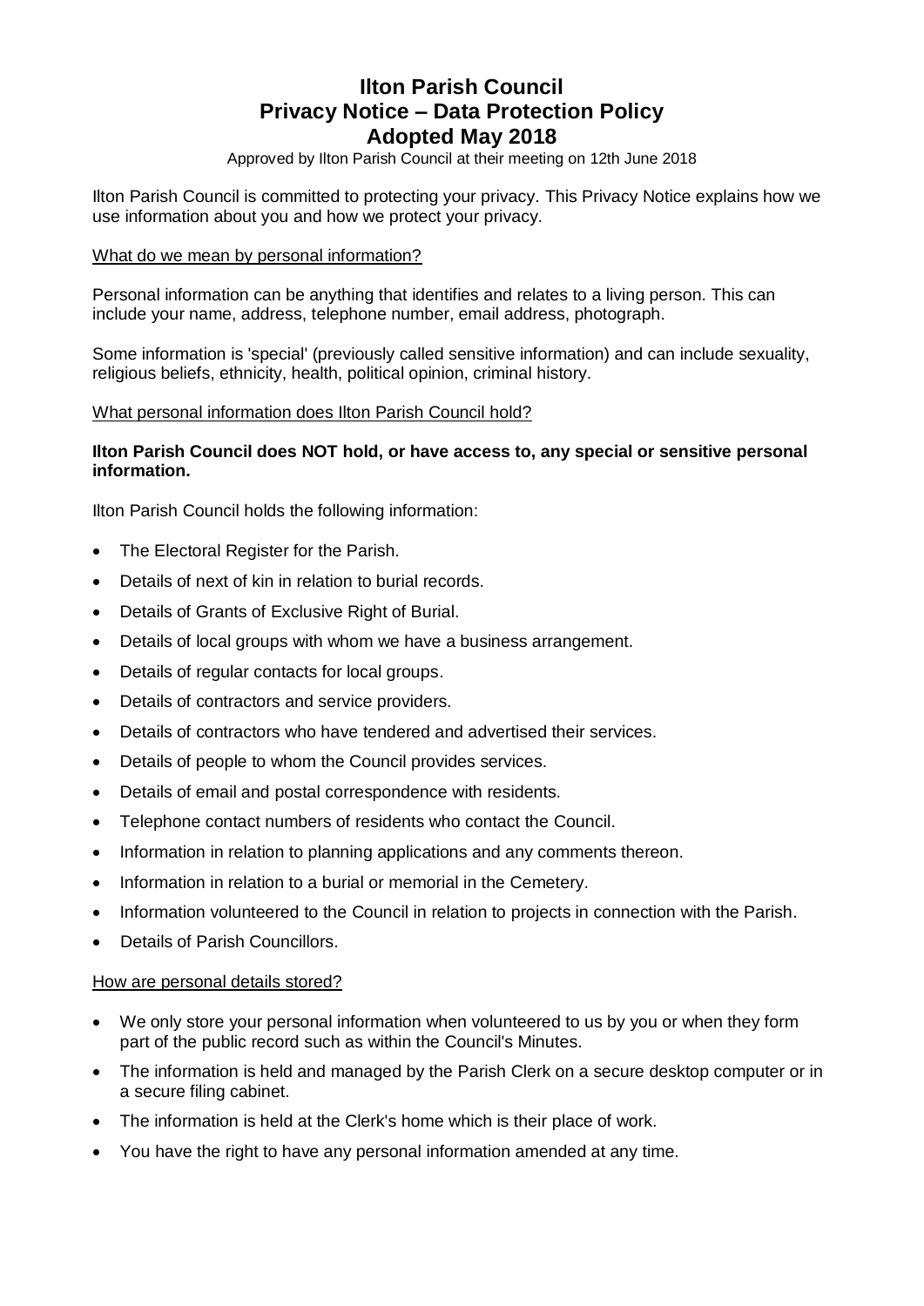# Ilton Parish Council
# Privacy Notice – Data Protection Policy
# Adopted May 2018

Approved by Ilton Parish Council at their meeting on 12th June 2018

Ilton Parish Council is committed to protecting your privacy. This Privacy Notice explains how we use information about you and how we protect your privacy.

## What do we mean by personal information?

Personal information can be anything that identifies and relates to a living person. This can include your name, address, telephone number, email address, photograph.

Some information is 'special' (previously called sensitive information) and can include sexuality, religious beliefs, ethnicity, health, political opinion, criminal history.

## What personal information does Ilton Parish Council hold?

**Ilton Parish Council does NOT hold, or have access to, any special or sensitive personal information.**

Ilton Parish Council holds the following information:

- The Electoral Register for the Parish.
- Details of next of kin in relation to burial records.
- Details of Grants of Exclusive Right of Burial.
- Details of local groups with whom we have a business arrangement.
- Details of regular contacts for local groups.
- Details of contractors and service providers.
- Details of contractors who have tendered and advertised their services.
- Details of people to whom the Council provides services.
- Details of email and postal correspondence with residents.
- Telephone contact numbers of residents who contact the Council.
- Information in relation to planning applications and any comments thereon.
- Information in relation to a burial or memorial in the Cemetery.
- Information volunteered to the Council in relation to projects in connection with the Parish.
- Details of Parish Councillors.

## How are personal details stored?

- We only store your personal information when volunteered to us by you or when they form part of the public record such as within the Council's Minutes.
- The information is held and managed by the Parish Clerk on a secure desktop computer or in a secure filing cabinet.
- The information is held at the Clerk's home which is their place of work.
- You have the right to have any personal information amended at any time.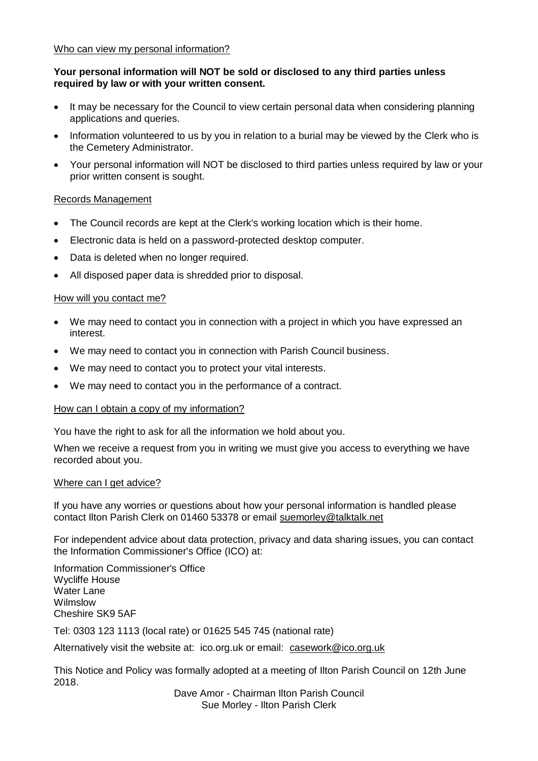## Who can view my personal information?

**Your personal information will NOT be sold or disclosed to any third parties unless required by law or with your written consent.**

- It may be necessary for the Council to view certain personal data when considering planning applications and queries.
- Information volunteered to us by you in relation to a burial may be viewed by the Clerk who is the Cemetery Administrator.
- Your personal information will NOT be disclosed to third parties unless required by law or your prior written consent is sought.

## Records Management

- The Council records are kept at the Clerk's working location which is their home.
- Electronic data is held on a password-protected desktop computer.
- Data is deleted when no longer required.
- All disposed paper data is shredded prior to disposal.

## How will you contact me?

- We may need to contact you in connection with a project in which you have expressed an interest.
- We may need to contact you in connection with Parish Council business.
- We may need to contact you to protect your vital interests.
- We may need to contact you in the performance of a contract.

## How can I obtain a copy of my information?

You have the right to ask for all the information we hold about you.

When we receive a request from you in writing we must give you access to everything we have recorded about you.

## Where can I get advice?

If you have any worries or questions about how your personal information is handled please contact Ilton Parish Clerk on 01460 53378 or email suemorley@talktalk.net

For independent advice about data protection, privacy and data sharing issues, you can contact the Information Commissioner's Office (ICO) at:

Information Commissioner's Office
Wycliffe House
Water Lane
Wilmslow
Cheshire SK9 5AF

Tel: 0303 123 1113 (local rate) or 01625 545 745 (national rate)

Alternatively visit the website at: ico.org.uk or email: casework@ico.org.uk

This Notice and Policy was formally adopted at a meeting of Ilton Parish Council on 12th June 2018.

Dave Amor - Chairman Ilton Parish Council
Sue Morley - Ilton Parish Clerk